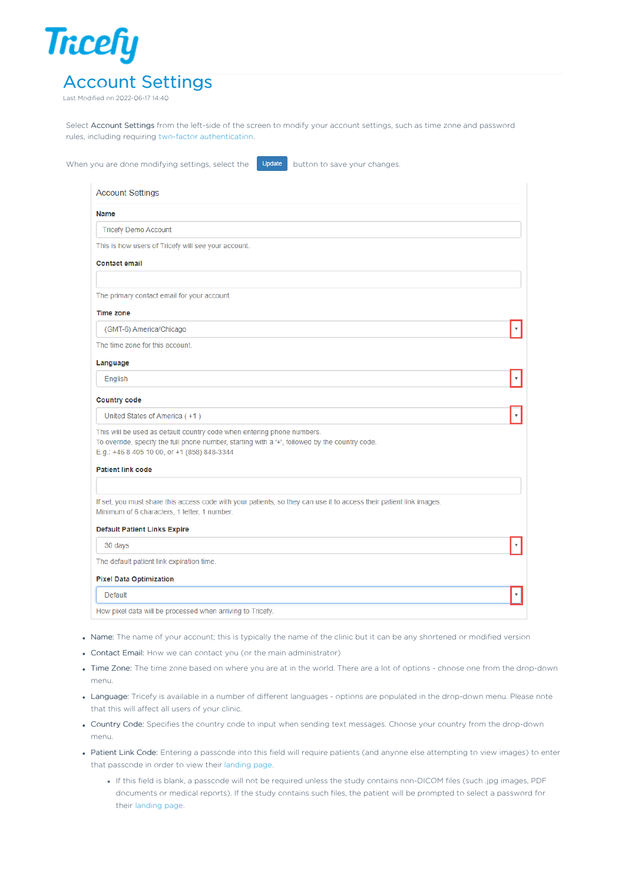Tricefy

# Account Settings

Last Modified on 2022-06-17 14:40

Select Account Settings from the left-side of the screen to modify your account settings, such as time zone and password rules, including requiring two-factor authentication.

When you are done modifying settings, select the Update button to save your changes.

Account Settings

**Name**

Tricefy Demo Account

This is how users of Tricefy will see your account.

**Contact email**

The primary contact email for your account.

**Time zone**

(GMT-5) America/Chicago

The time zone for this account.

**Language**

English

**Country code**

United States of America ( +1 )

This will be used as default country code when entering phone numbers.
To override, specify the full phone number, starting with a '+', followed by the country code.
E.g.: +46 8 405 10 00, or +1 (858) 848-3344

**Patient link code**

If set, you must share this access code with your patients, so they can use it to access their patient link images.
Minimum of 6 characters, 1 letter, 1 number.

**Default Patient Links Expire**

30 days

The default patient link expiration time.

**Pixel Data Optimization**

Default

How pixel data will be processed when arriving to Tricefy.

- Name: The name of your account; this is typically the name of the clinic but it can be any shortened or modified version
- Contact Email: How we can contact you (or the main administrator)
- Time Zone: The time zone based on where you are at in the world. There are a lot of options - choose one from the drop-down menu.
- Language: Tricefy is available in a number of different languages - options are populated in the drop-down menu. Please note that this will affect all users of your clinic.
- Country Code: Specifies the country code to input when sending text messages. Choose your country from the drop-down menu.
- Patient Link Code: Entering a passcode into this field will require patients (and anyone else attempting to view images) to enter that passcode in order to view their landing page.
  - If this field is blank, a passcode will not be required unless the study contains non-DICOM files (such .jpg images, PDF documents or medical reports). If the study contains such files, the patient will be prompted to select a password for their landing page.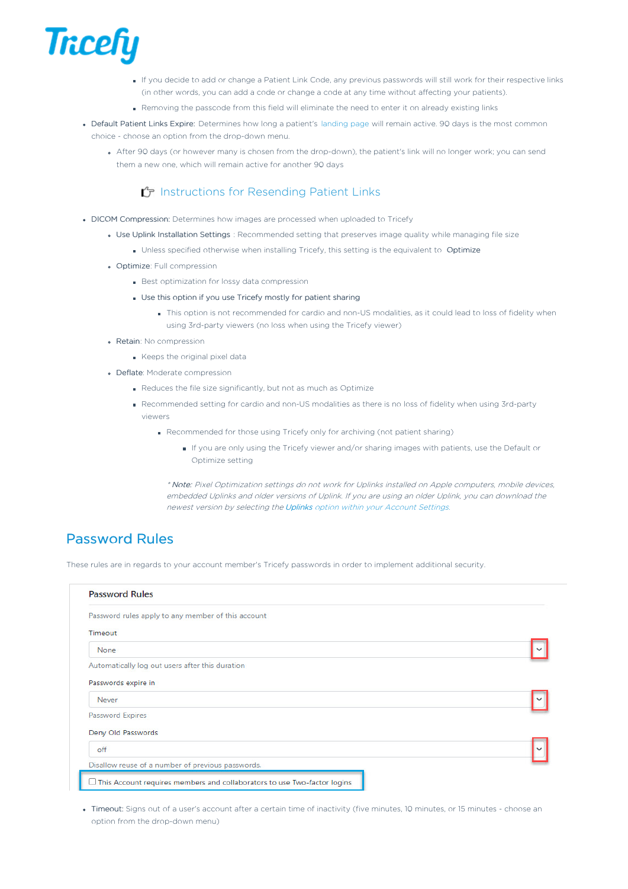- If you decide to add or change a Patient Link Code, any previous passwords will still work for their respective links (in other words, you can add a code or change a code at any time without affecting your patients).
- Removing the passcode from this field will eliminate the need to enter it on already existing links

- Default Patient Links Expire: Determines how long a patient's landing page will remain active. 90 days is the most common choice - choose an option from the drop-down menu.
  - After 90 days (or however many is chosen from the drop-down), the patient's link will no longer work; you can send them a new one, which will remain active for another 90 days

Instructions for Resending Patient Links

- DICOM Compression: Determines how images are processed when uploaded to Tricefy
  - Use Uplink Installation Settings : Recommended setting that preserves image quality while managing file size
    - Unless specified otherwise when installing Tricefy, this setting is the equivalent to Optimize
  - Optimize: Full compression
    - Best optimization for lossy data compression
    - Use this option if you use Tricefy mostly for patient sharing
      - This option is not recommended for cardio and non-US modalities, as it could lead to loss of fidelity when using 3rd-party viewers (no loss when using the Tricefy viewer)
  - Retain: No compression
    - Keeps the original pixel data
  - Deflate: Moderate compression
    - Reduces the file size significantly, but not as much as Optimize
    - Recommended setting for cardio and non-US modalities as there is no loss of fidelity when using 3rd-party viewers
      - Recommended for those using Tricefy only for archiving (not patient sharing)
        - If you are only using the Tricefy viewer and/or sharing images with patients, use the Default or Optimize setting

*\* Note: Pixel Optimization settings do not work for Uplinks installed on Apple computers, mobile devices, embedded Uplinks and older versions of Uplink. If you are using an older Uplink, you can download the newest version by selecting the **Uplinks** option within your Account Settings.*

## Password Rules

These rules are in regards to your account member's Tricefy passwords in order to implement additional security.

**Password Rules**

Password rules apply to any member of this account

Timeout

None

Automatically log out users after this duration

Passwords expire in

Never

Password Expires

Deny Old Passwords

off

Disallow reuse of a number of previous passwords.

☐ This Account requires members and collaborators to use Two-factor logins

- Timeout: Signs out of a user's account after a certain time of inactivity (five minutes, 10 minutes, or 15 minutes - choose an option from the drop-down menu)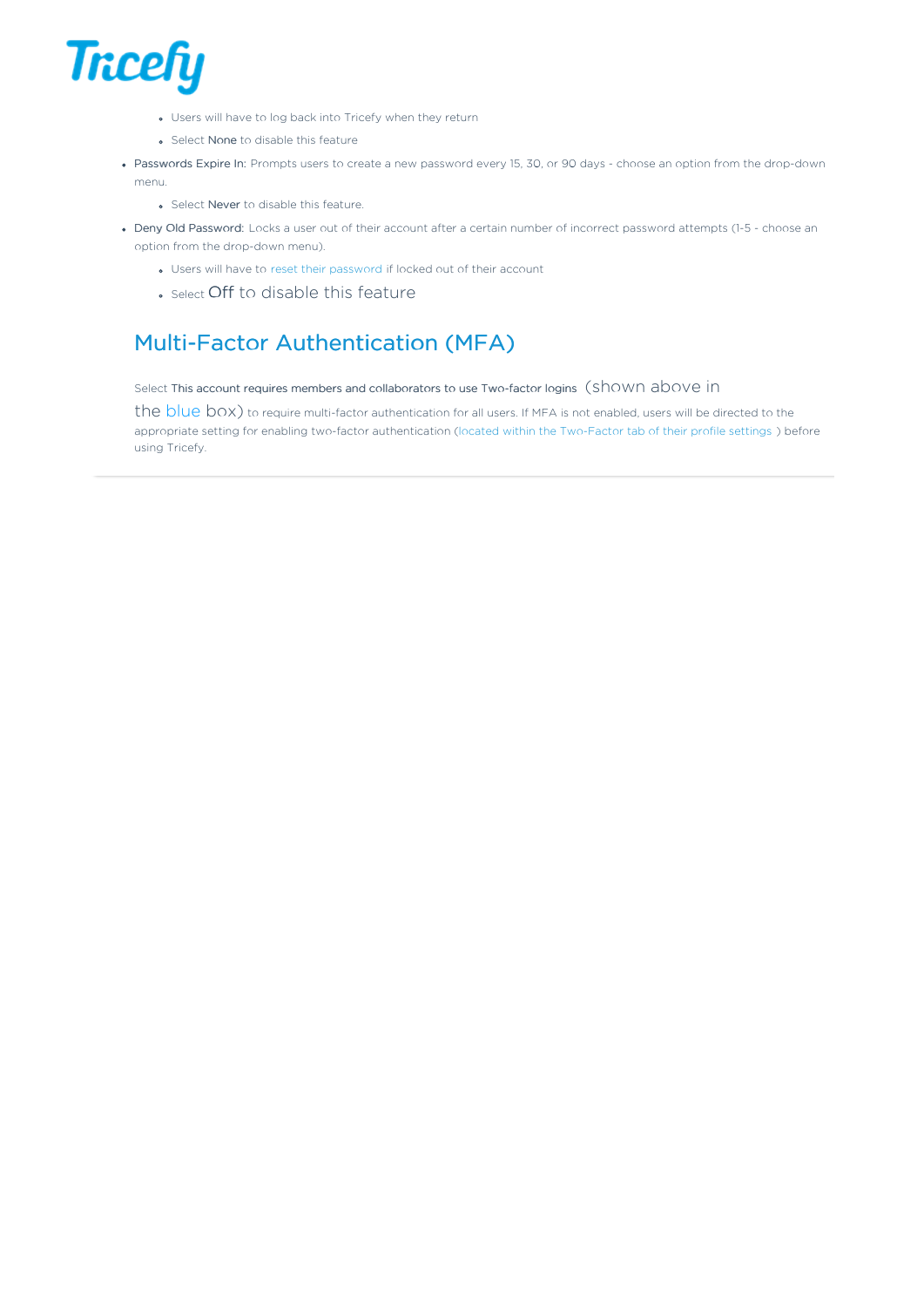- Users will have to log back into Tricefy when they return
  - Select **None** to disable this feature
- **Passwords Expire In:** Prompts users to create a new password every 15, 30, or 90 days - choose an option from the drop-down menu.
  - Select **Never** to disable this feature.
- **Deny Old Password:** Locks a user out of their account after a certain number of incorrect password attempts (1-5 - choose an option from the drop-down menu).
  - Users will have to reset their password if locked out of their account
  - Select **Off** to disable this feature

## Multi-Factor Authentication (MFA)

Select **This account requires members and collaborators to use Two-factor logins** (shown above in the blue box) to require multi-factor authentication for all users. If MFA is not enabled, users will be directed to the appropriate setting for enabling two-factor authentication (located within the Two-Factor tab of their profile settings ) before using Tricefy.